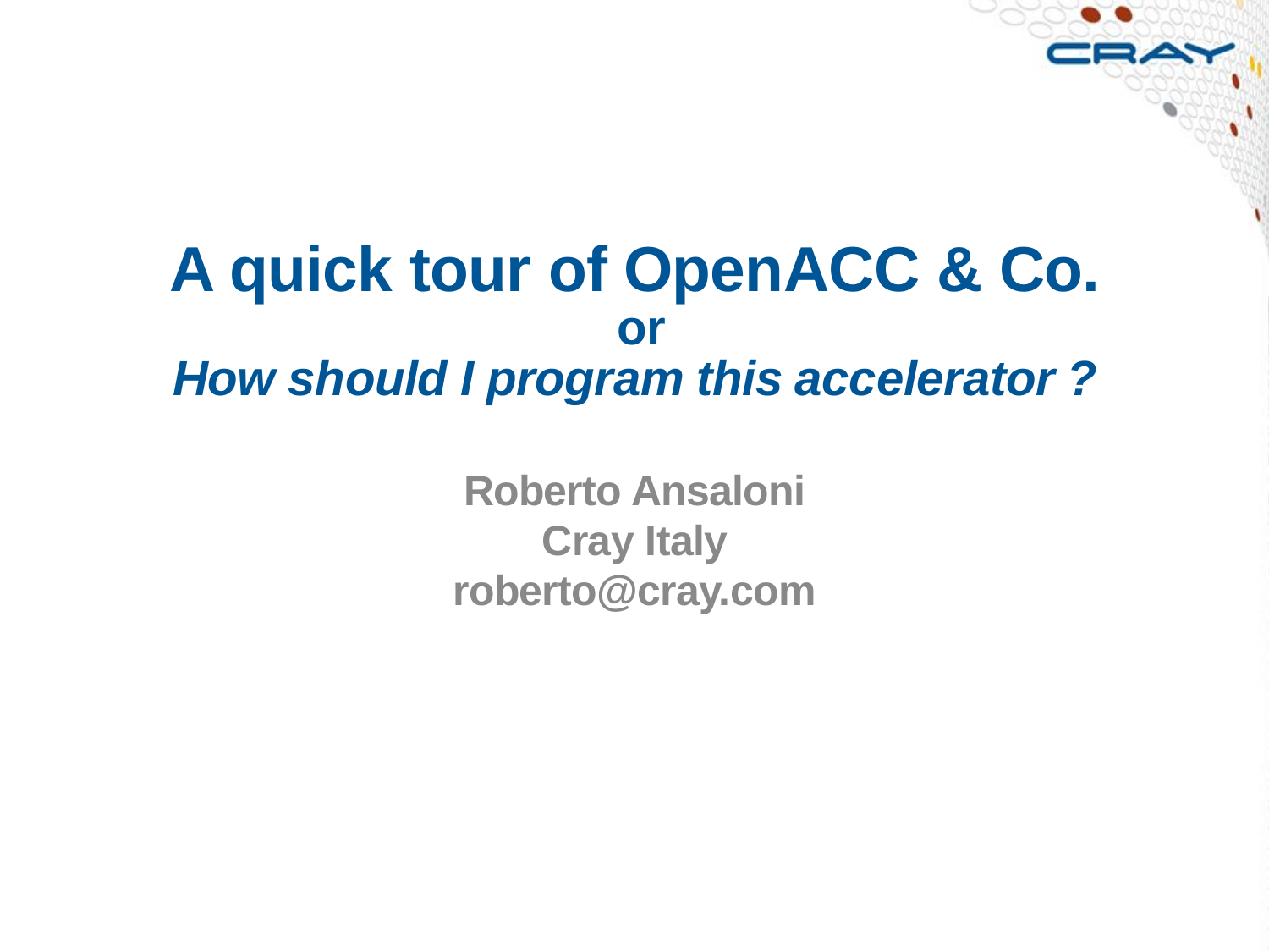# A quick tour of OpenACC & Co.

**or**

***How should I program this accelerator ?***

**Roberto Ansaloni**

**Cray Italy**

**roberto@cray.com**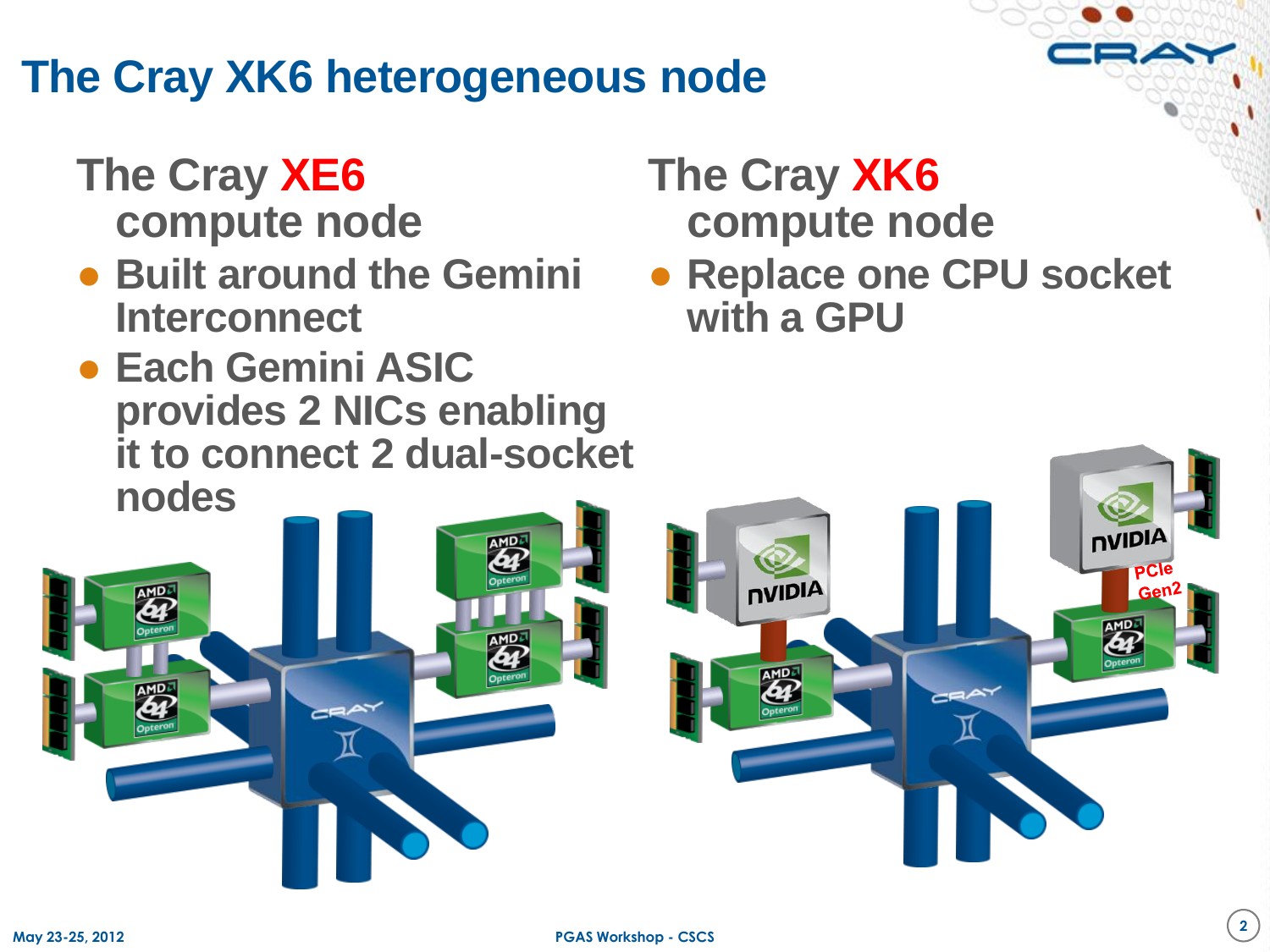# The Cray XK6 heterogeneous node

## The Cray XE6 compute node

- Built around the Gemini Interconnect
- Each Gemini ASIC provides 2 NICs enabling it to connect 2 dual-socket nodes

## The Cray XK6 compute node

- Replace one CPU socket with a GPU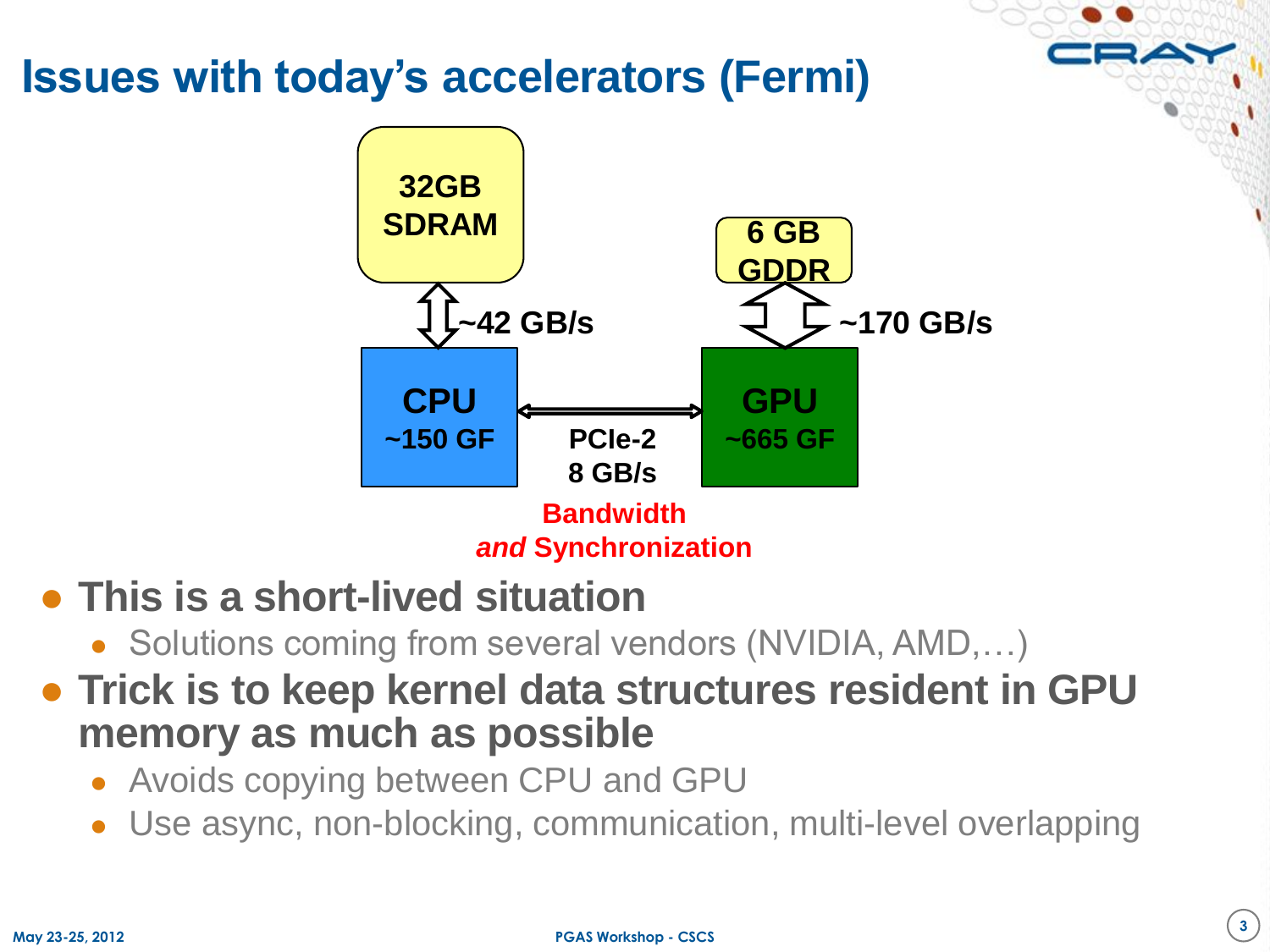# Issues with today's accelerators (Fermi)

32GB SDRAM

~42 GB/s

CPU ~150 GF

PCIe-2 8 GB/s

GPU ~665 GF

6 GB GDDR

~170 GB/s

**Bandwidth *and* Synchronization**

- **This is a short-lived situation**
  - Solutions coming from several vendors (NVIDIA, AMD,…)
- **Trick is to keep kernel data structures resident in GPU memory as much as possible**
  - Avoids copying between CPU and GPU
  - Use async, non-blocking, communication, multi-level overlapping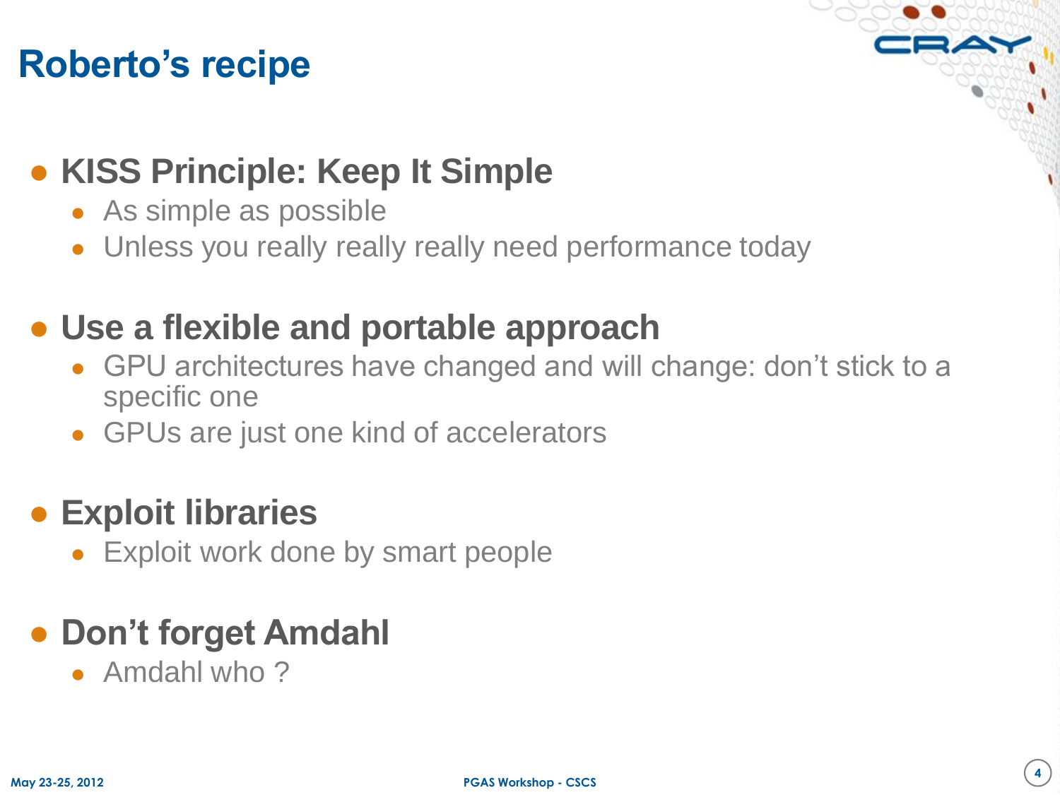# Roberto's recipe

- **KISS Principle: Keep It Simple**
  - As simple as possible
  - Unless you really really really need performance today
- **Use a flexible and portable approach**
  - GPU architectures have changed and will change: don't stick to a specific one
  - GPUs are just one kind of accelerators
- **Exploit libraries**
  - Exploit work done by smart people
- **Don't forget Amdahl**
  - Amdahl who ?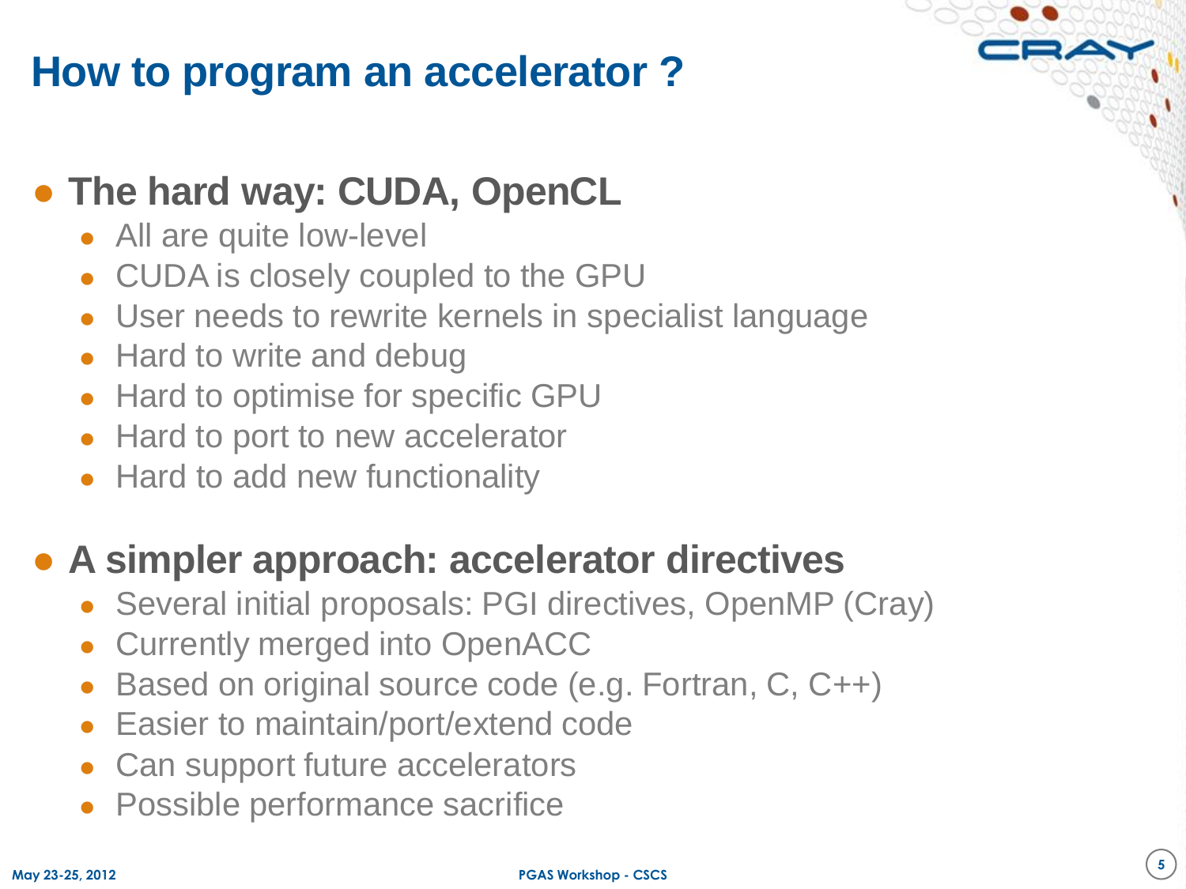# How to program an accelerator ?

- **The hard way: CUDA, OpenCL**
  - All are quite low-level
  - CUDA is closely coupled to the GPU
  - User needs to rewrite kernels in specialist language
  - Hard to write and debug
  - Hard to optimise for specific GPU
  - Hard to port to new accelerator
  - Hard to add new functionality

- **A simpler approach: accelerator directives**
  - Several initial proposals: PGI directives, OpenMP (Cray)
  - Currently merged into OpenACC
  - Based on original source code (e.g. Fortran, C, C++)
  - Easier to maintain/port/extend code
  - Can support future accelerators
  - Possible performance sacrifice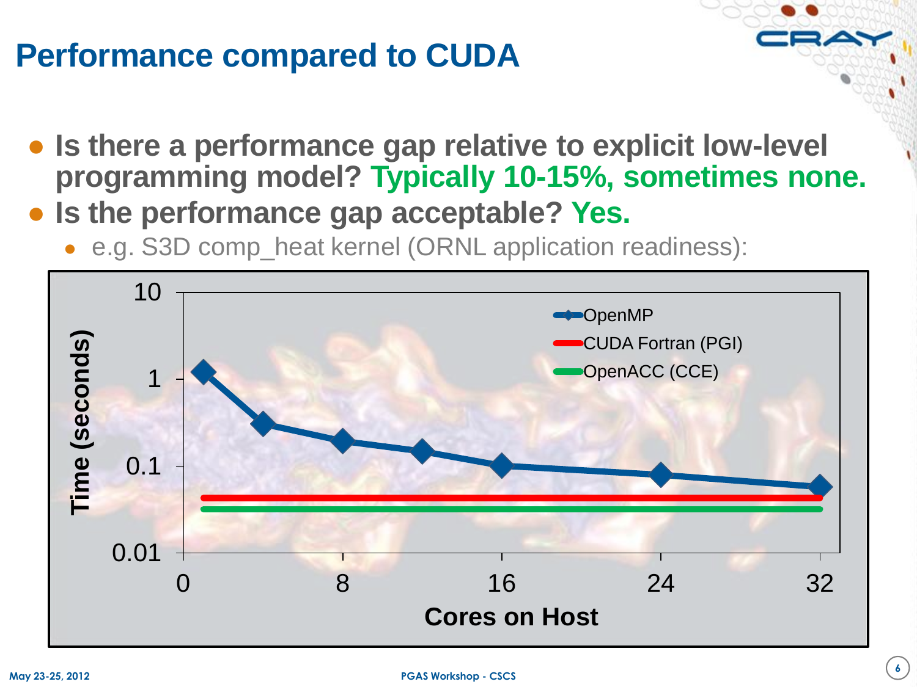# Performance compared to CUDA

- **Is there a performance gap relative to explicit low-level programming model? Typically 10-15%, sometimes none.**
- **Is the performance gap acceptable? Yes.**
  - e.g. S3D comp_heat kernel (ORNL application readiness):

Time (seconds) vs. Cores on Host

Legend: OpenMP; CUDA Fortran (PGI); OpenACC (CCE)

Y-axis: 0.01, 0.1, 1, 10

X-axis: 0, 8, 16, 24, 32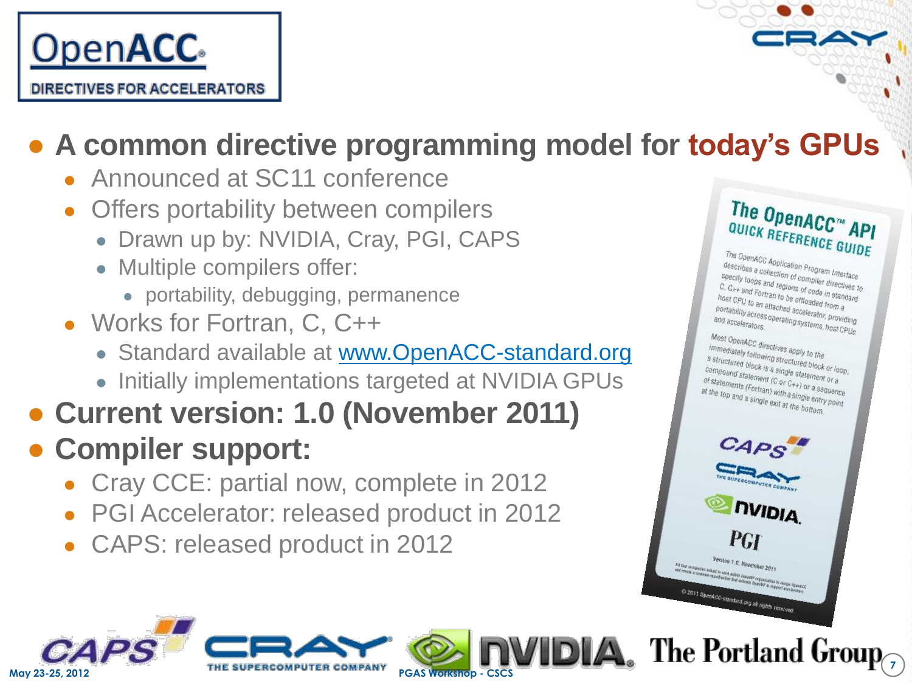# OpenACC

**DIRECTIVES FOR ACCELERATORS**

- **A common directive programming model for today's GPUs**
  - Announced at SC11 conference
  - Offers portability between compilers
    - Drawn up by: NVIDIA, Cray, PGI, CAPS
    - Multiple compilers offer:
      - portability, debugging, permanence
  - Works for Fortran, C, C++
    - Standard available at www.OpenACC-standard.org
    - Initially implementations targeted at NVIDIA GPUs
- **Current version: 1.0 (November 2011)**
- **Compiler support:**
  - Cray CCE: partial now, complete in 2012
  - PGI Accelerator: released product in 2012
  - CAPS: released product in 2012

**The OpenACC™ API QUICK REFERENCE GUIDE**

The OpenACC Application Program Interface describes a collection of compiler directives to specify loops and regions of code in standard C, C++ and Fortran to be offloaded from a host CPU to an attached accelerator, providing portability across operating systems, host CPUs and accelerators.

Most OpenACC directives apply to the immediately following structured block or loop; a structured block is a single statement or a compound statement (C or C++) or a sequence of statements (Fortran) with a single entry point at the top and a single exit at the bottom.

Version 1.0, November 2011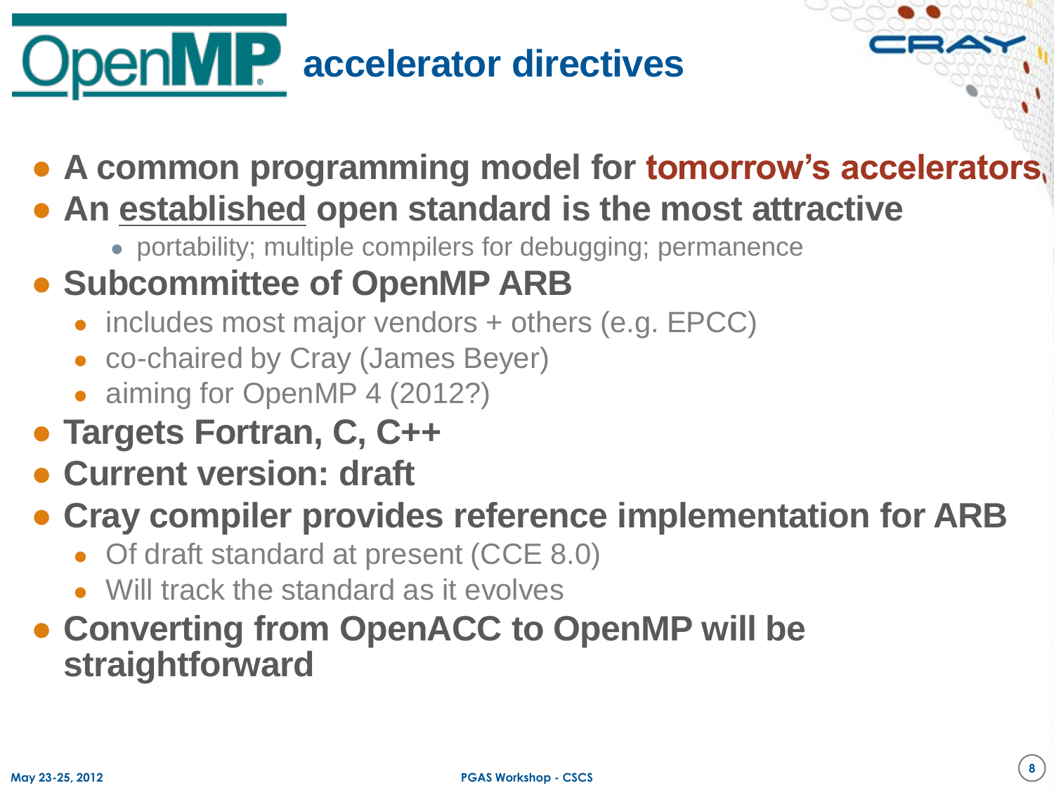# OpenMP accelerator directives

- **A common programming model for tomorrow's accelerators**
- **An <u>established</u> open standard is the most attractive**
  - portability; multiple compilers for debugging; permanence
- **Subcommittee of OpenMP ARB**
  - includes most major vendors + others (e.g. EPCC)
  - co-chaired by Cray (James Beyer)
  - aiming for OpenMP 4 (2012?)
- **Targets Fortran, C, C++**
- **Current version: draft**
- **Cray compiler provides reference implementation for ARB**
  - Of draft standard at present (CCE 8.0)
  - Will track the standard as it evolves
- **Converting from OpenACC to OpenMP will be straightforward**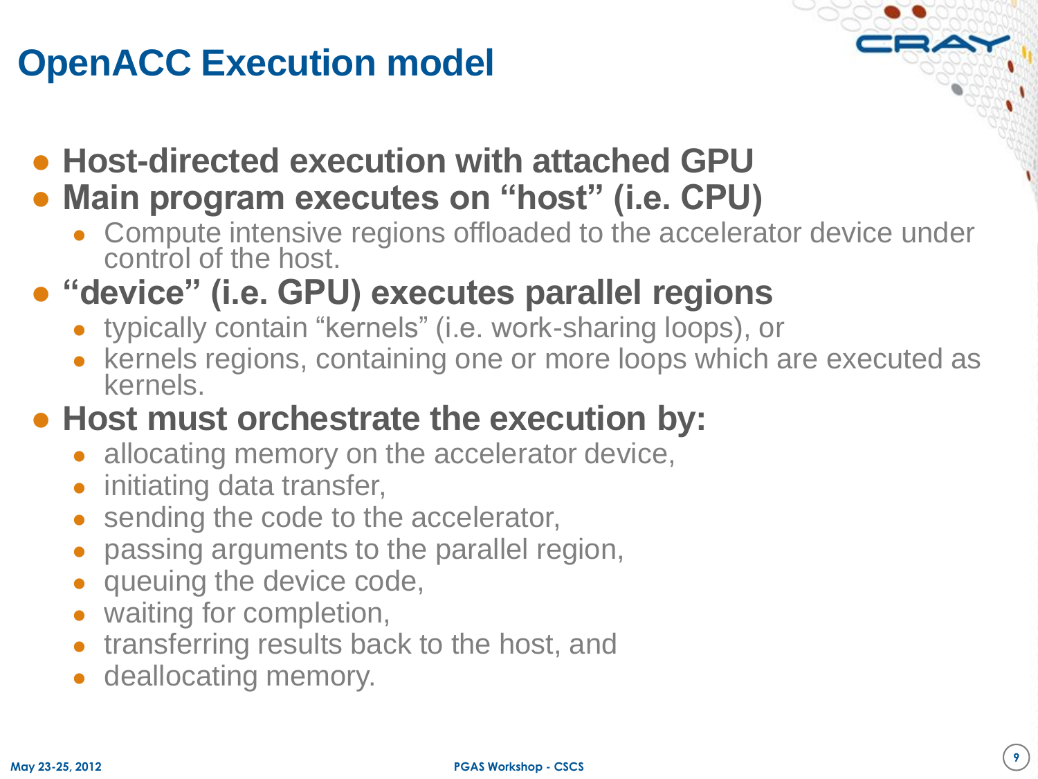# OpenACC Execution model

- **Host-directed execution with attached GPU**
- **Main program executes on "host" (i.e. CPU)**
  - Compute intensive regions offloaded to the accelerator device under control of the host.
- **"device" (i.e. GPU) executes parallel regions**
  - typically contain "kernels" (i.e. work-sharing loops), or
  - kernels regions, containing one or more loops which are executed as kernels.
- **Host must orchestrate the execution by:**
  - allocating memory on the accelerator device,
  - initiating data transfer,
  - sending the code to the accelerator,
  - passing arguments to the parallel region,
  - queuing the device code,
  - waiting for completion,
  - transferring results back to the host, and
  - deallocating memory.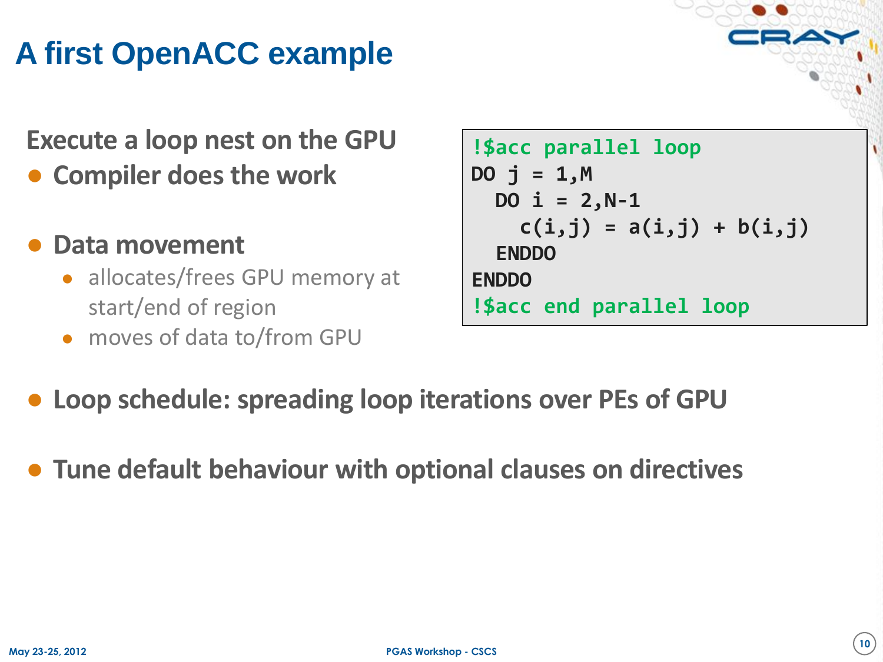# A first OpenACC example

Execute a loop nest on the GPU

- Compiler does the work
- Data movement
  - allocates/frees GPU memory at start/end of region
  - moves of data to/from GPU

```
!$acc parallel loop
DO j = 1,M
  DO i = 2,N-1
    c(i,j) = a(i,j) + b(i,j)
  ENDDO
ENDDO
!$acc end parallel loop
```

- Loop schedule: spreading loop iterations over PEs of GPU
- Tune default behaviour with optional clauses on directives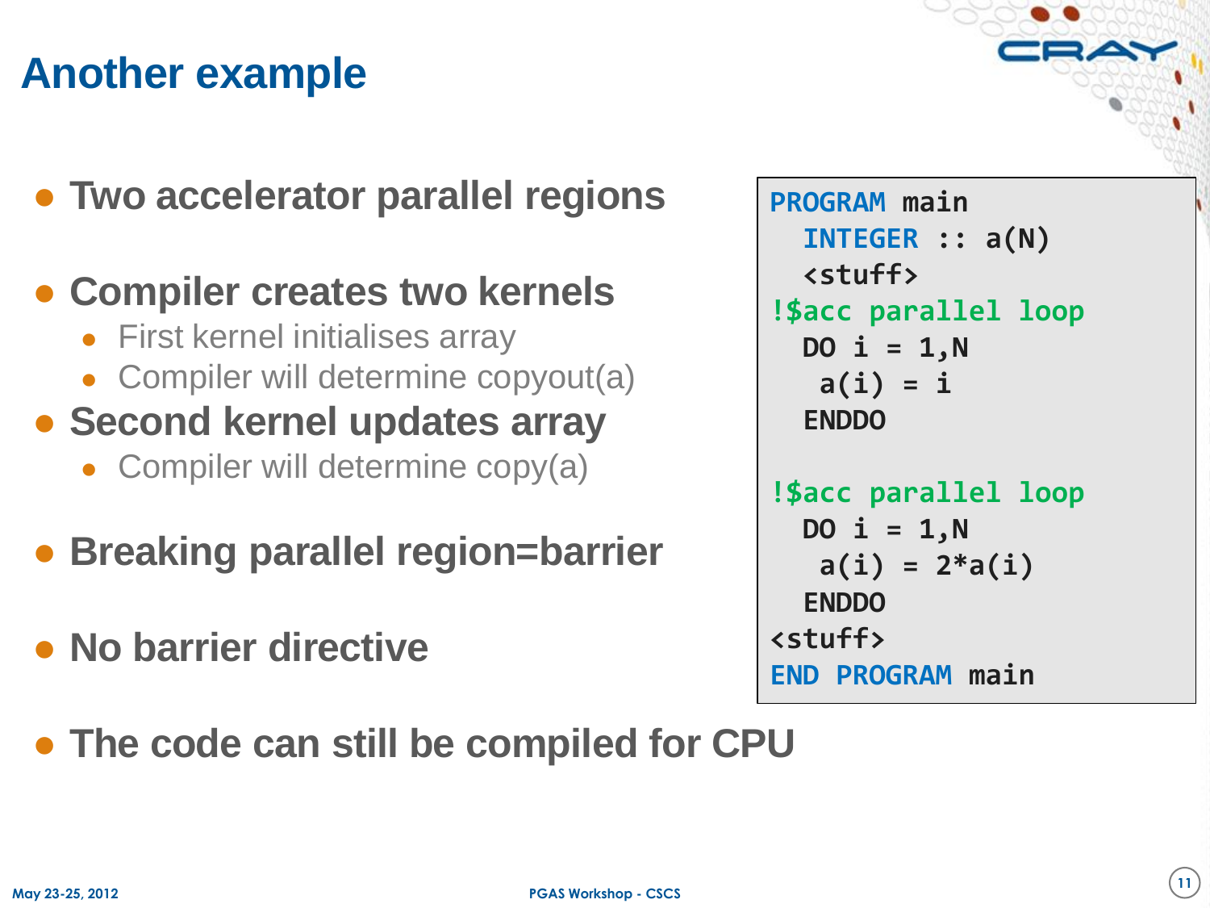# Another example

- Two accelerator parallel regions
- Compiler creates two kernels
  - First kernel initialises array
  - Compiler will determine copyout(a)
- Second kernel updates array
  - Compiler will determine copy(a)
- Breaking parallel region=barrier
- No barrier directive
- The code can still be compiled for CPU

```
PROGRAM main
  INTEGER :: a(N)
  <stuff>
!$acc parallel loop
  DO i = 1,N
   a(i) = i
  ENDDO

!$acc parallel loop
  DO i = 1,N
   a(i) = 2*a(i)
  ENDDO
<stuff>
END PROGRAM main
```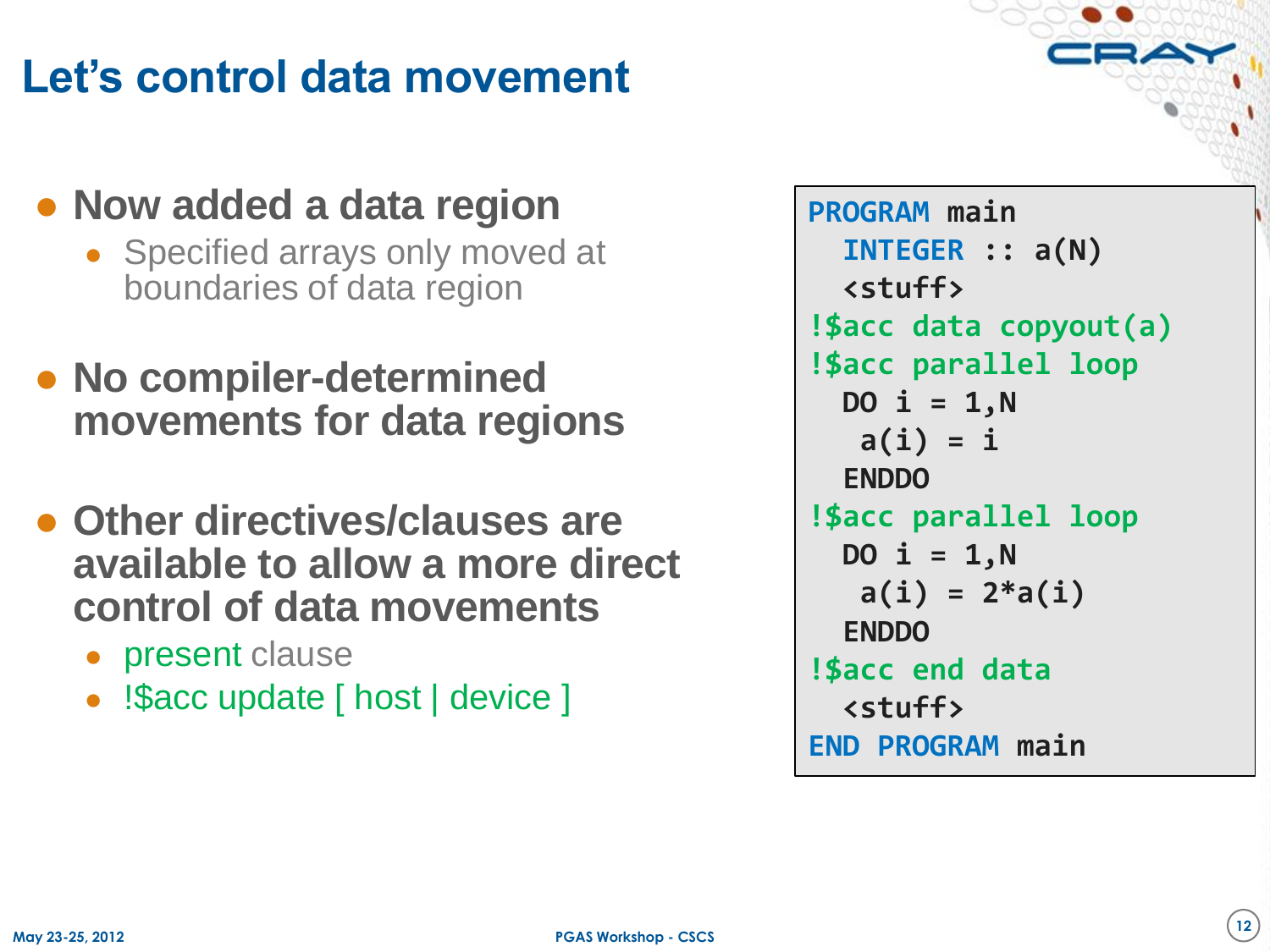# Let's control data movement

- **Now added a data region**
  - Specified arrays only moved at boundaries of data region
- **No compiler-determined movements for data regions**
- **Other directives/clauses are available to allow a more direct control of data movements**
  - present clause
  - !$acc update [ host | device ]

```
PROGRAM main
  INTEGER :: a(N)
  <stuff>
!$acc data copyout(a)
!$acc parallel loop
  DO i = 1,N
   a(i) = i
  ENDDO
!$acc parallel loop
  DO i = 1,N
   a(i) = 2*a(i)
  ENDDO
!$acc end data
  <stuff>
END PROGRAM main
```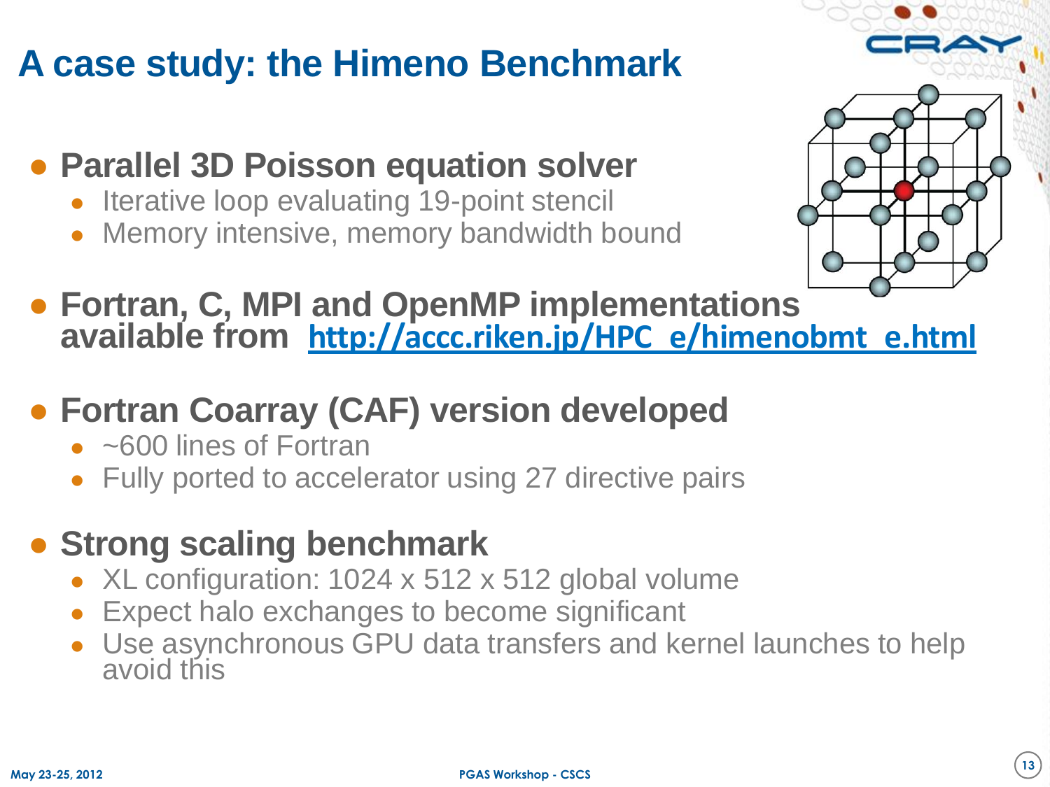# A case study: the Himeno Benchmark

- **Parallel 3D Poisson equation solver**
  - Iterative loop evaluating 19-point stencil
  - Memory intensive, memory bandwidth bound
- **Fortran, C, MPI and OpenMP implementations available from http://accc.riken.jp/HPC_e/himenobmt_e.html**
- **Fortran Coarray (CAF) version developed**
  - ~600 lines of Fortran
  - Fully ported to accelerator using 27 directive pairs
- **Strong scaling benchmark**
  - XL configuration: 1024 x 512 x 512 global volume
  - Expect halo exchanges to become significant
  - Use asynchronous GPU data transfers and kernel launches to help avoid this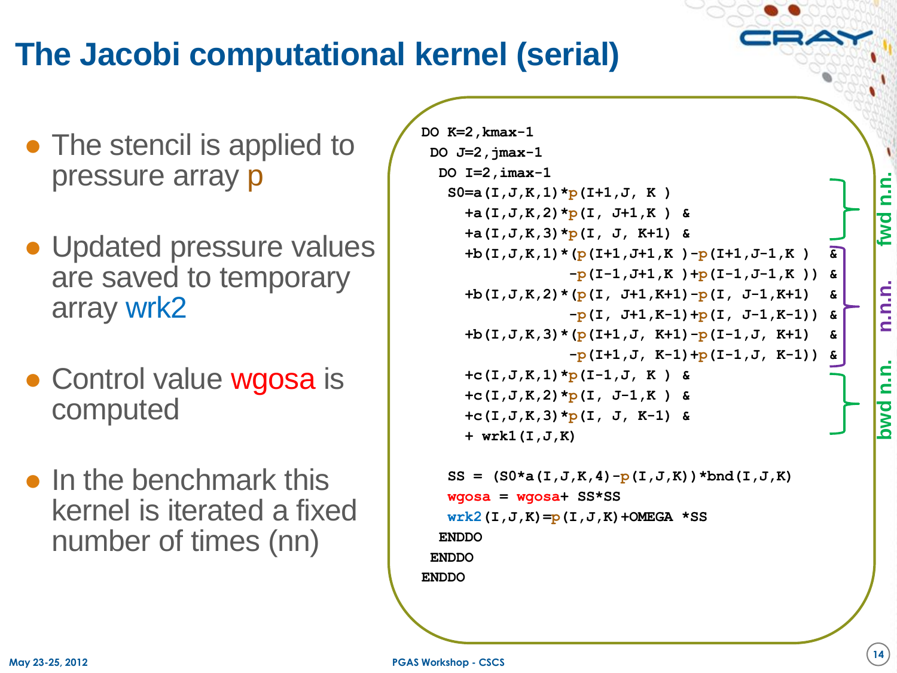# The Jacobi computational kernel (serial)

- The stencil is applied to pressure array p
- Updated pressure values are saved to temporary array wrk2
- Control value wgosa is computed
- In the benchmark this kernel is iterated a fixed number of times (nn)

```
DO K=2,kmax-1
 DO J=2,jmax-1
  DO I=2,imax-1
   S0=a(I,J,K,1)*p(I+1,J, K )                        &
     +a(I,J,K,2)*p(I, J+1,K )                        &
     +a(I,J,K,3)*p(I, J, K+1)                        &
     +b(I,J,K,1)*(p(I+1,J+1,K )-p(I+1,J-1,K )        &
                 -p(I-1,J+1,K )+p(I-1,J-1,K ))       &
     +b(I,J,K,2)*(p(I, J+1,K+1)-p(I, J-1,K+1)        &
                 -p(I, J+1,K-1)+p(I, J-1,K-1))       &
     +b(I,J,K,3)*(p(I+1,J, K+1)-p(I-1,J, K+1)        &
                 -p(I+1,J, K-1)+p(I-1,J, K-1))       &
     +c(I,J,K,1)*p(I-1,J, K )                        &
     +c(I,J,K,2)*p(I, J-1,K )                        &
     +c(I,J,K,3)*p(I, J, K-1)                        &
     + wrk1(I,J,K)

   SS = (S0*a(I,J,K,4)-p(I,J,K))*bnd(I,J,K)
   wgosa = wgosa+ SS*SS
   wrk2(I,J,K)=p(I,J,K)+OMEGA *SS
  ENDDO
 ENDDO
ENDDO
```

fwd n.n. | n.n.n. | bwd n.n.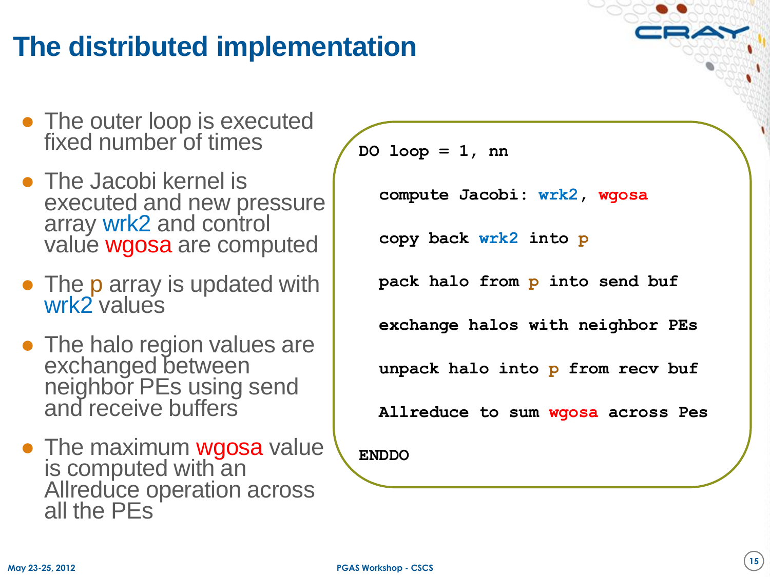# The distributed implementation

- The outer loop is executed fixed number of times
- The Jacobi kernel is executed and new pressure array wrk2 and control value wgosa are computed
- The p array is updated with wrk2 values
- The halo region values are exchanged between neighbor PEs using send and receive buffers
- The maximum wgosa value is computed with an Allreduce operation across all the PEs

```
DO loop = 1, nn

  compute Jacobi: wrk2, wgosa

  copy back wrk2 into p

  pack halo from p into send buf

  exchange halos with neighbor PEs

  unpack halo into p from recv buf

  Allreduce to sum wgosa across Pes

ENDDO
```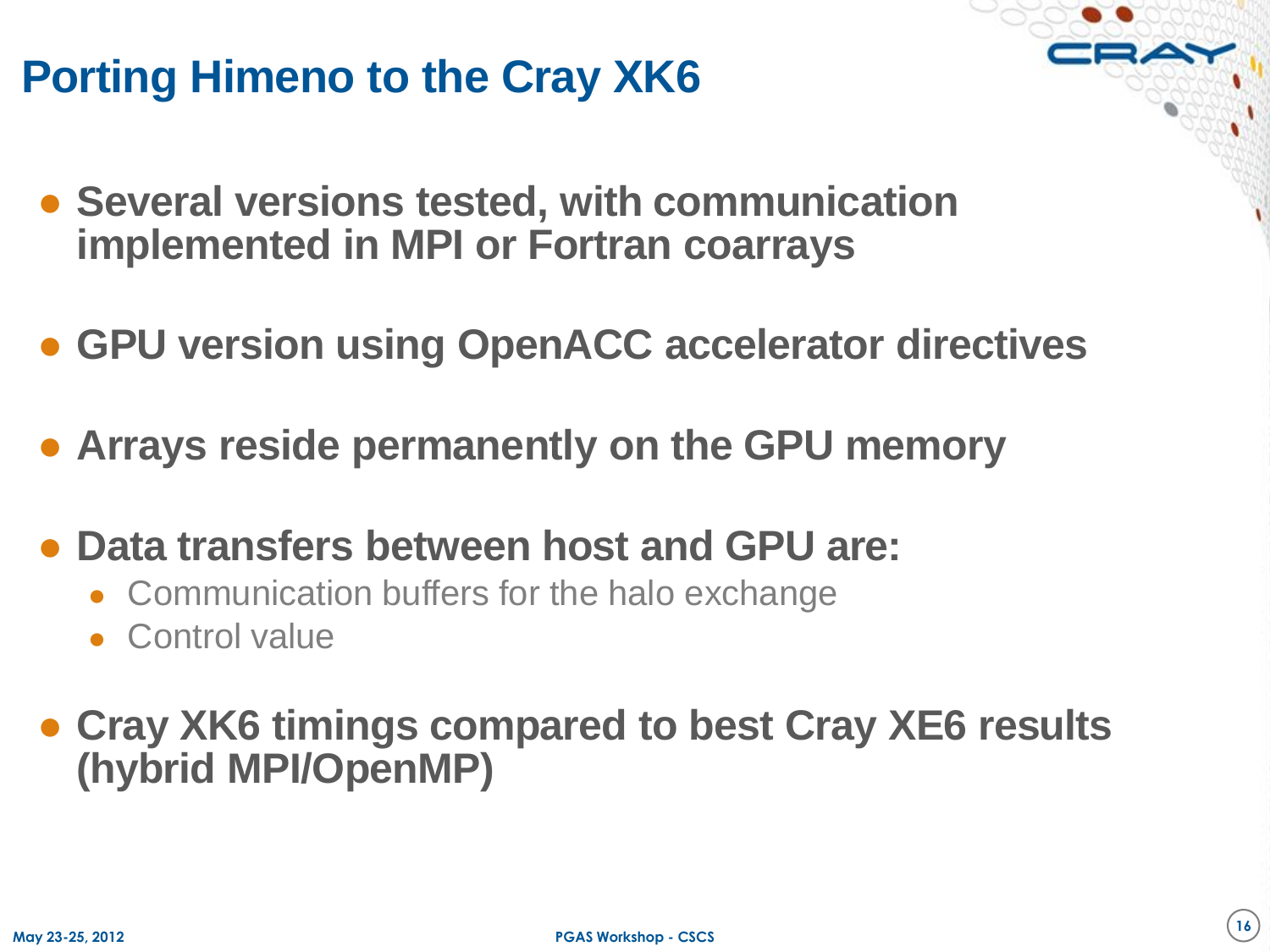# Porting Himeno to the Cray XK6

- **Several versions tested, with communication implemented in MPI or Fortran coarrays**
- **GPU version using OpenACC accelerator directives**
- **Arrays reside permanently on the GPU memory**
- **Data transfers between host and GPU are:**
  - Communication buffers for the halo exchange
  - Control value
- **Cray XK6 timings compared to best Cray XE6 results (hybrid MPI/OpenMP)**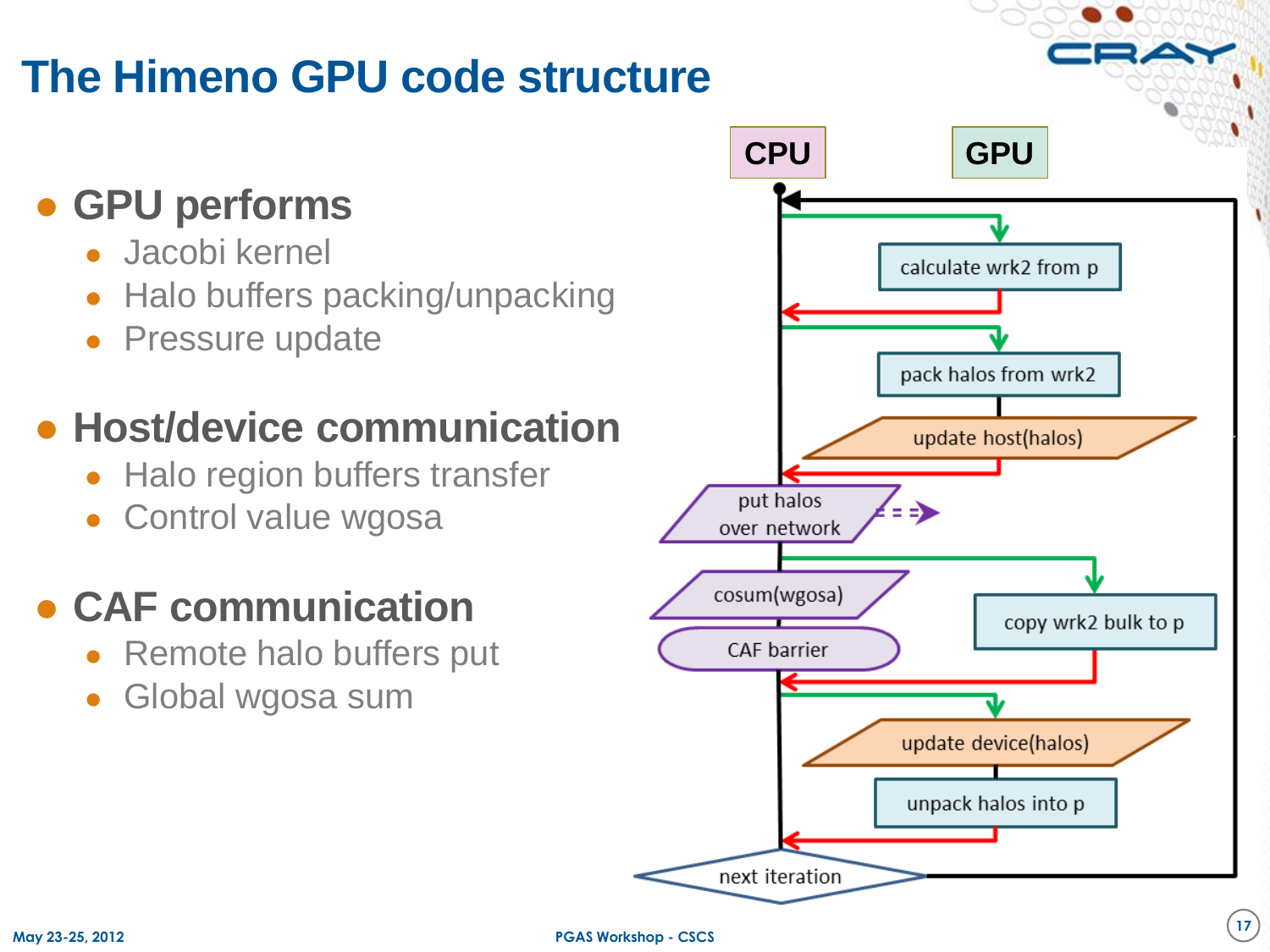# The Himeno GPU code structure

- **GPU performs**
  - Jacobi kernel
  - Halo buffers packing/unpacking
  - Pressure update
- **Host/device communication**
  - Halo region buffers transfer
  - Control value wgosa
- **CAF communication**
  - Remote halo buffers put
  - Global wgosa sum

CPU | GPU

- calculate wrk2 from p
- pack halos from wrk2
- update host(halos)
- put halos over network
- cosum(wgosa)
- copy wrk2 bulk to p
- CAF barrier
- update device(halos)
- unpack halos into p
- next iteration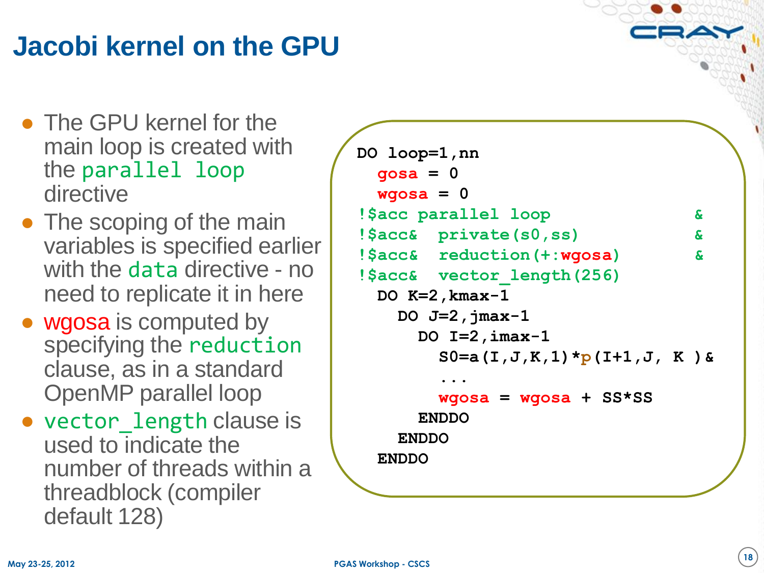# Jacobi kernel on the GPU

- The GPU kernel for the main loop is created with the `parallel loop` directive
- The scoping of the main variables is specified earlier with the `data` directive - no need to replicate it in here
- wgosa is computed by specifying the `reduction` clause, as in a standard OpenMP parallel loop
- `vector_length` clause is used to indicate the number of threads within a threadblock (compiler default 128)

```
DO loop=1,nn
  gosa = 0
  wgosa = 0
!$acc parallel loop                &
!$acc&  private(s0,ss)             &
!$acc&  reduction(+:wgosa)         &
!$acc&  vector_length(256)
  DO K=2,kmax-1
    DO J=2,jmax-1
      DO I=2,imax-1
        S0=a(I,J,K,1)*p(I+1,J, K )&
        ...
        wgosa = wgosa + SS*SS
      ENDDO
    ENDDO
  ENDDO
```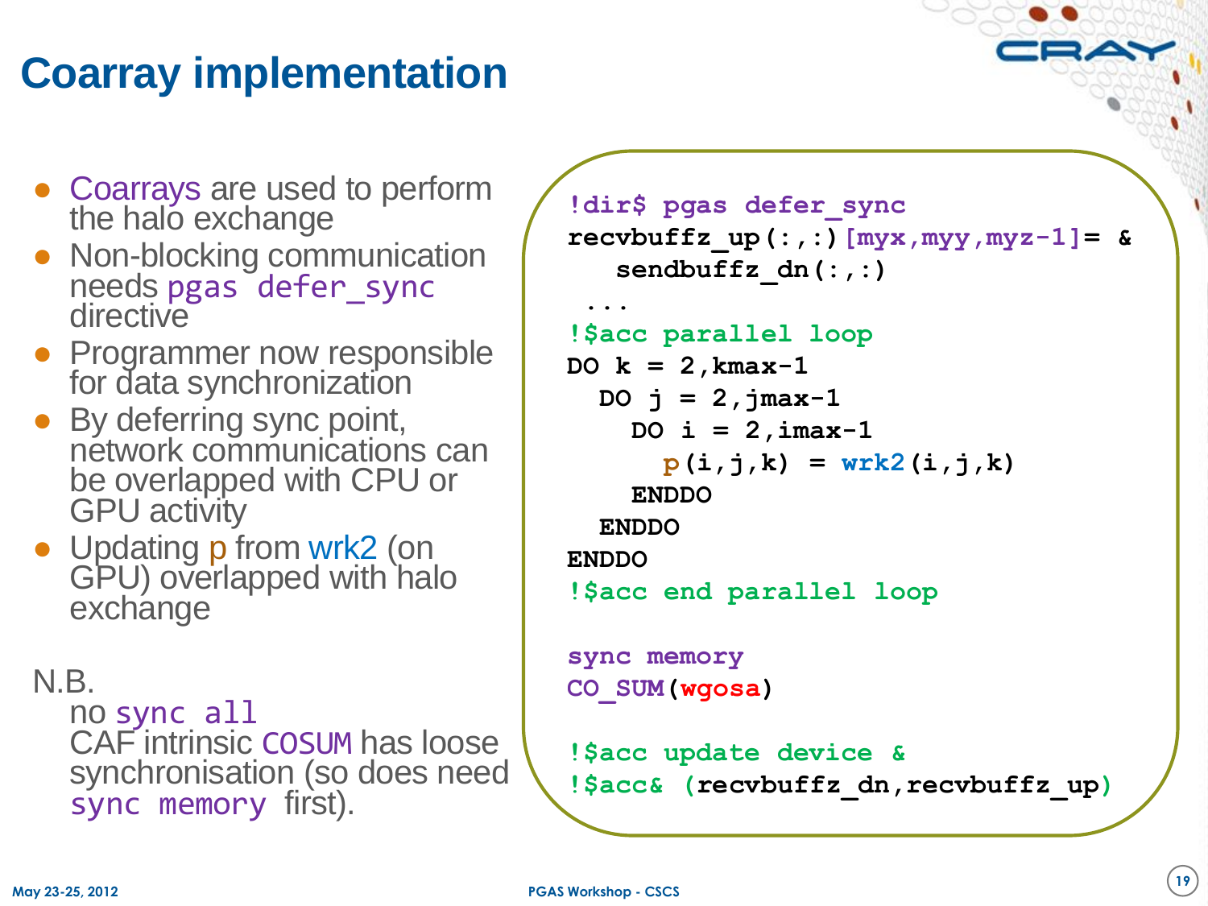# Coarray implementation

- Coarrays are used to perform the halo exchange
- Non-blocking communication needs `pgas defer_sync` directive
- Programmer now responsible for data synchronization
- By deferring sync point, network communications can be overlapped with CPU or GPU activity
- Updating p from wrk2 (on GPU) overlapped with halo exchange

N.B.

no `sync all`

CAF intrinsic `COSUM` has loose synchronisation (so does need `sync memory` first).

```
!dir$ pgas defer_sync
recvbuffz_up(:,:)[myx,myy,myz-1]= &
   sendbuffz_dn(:,:)
 ...
!$acc parallel loop
DO k = 2,kmax-1
  DO j = 2,jmax-1
    DO i = 2,imax-1
      p(i,j,k) = wrk2(i,j,k)
    ENDDO
  ENDDO
ENDDO
!$acc end parallel loop

sync memory
CO_SUM(wgosa)

!$acc update device &
!$acc& (recvbuffz_dn,recvbuffz_up)
```

May 23-25, 2012 PGAS Workshop - CSCS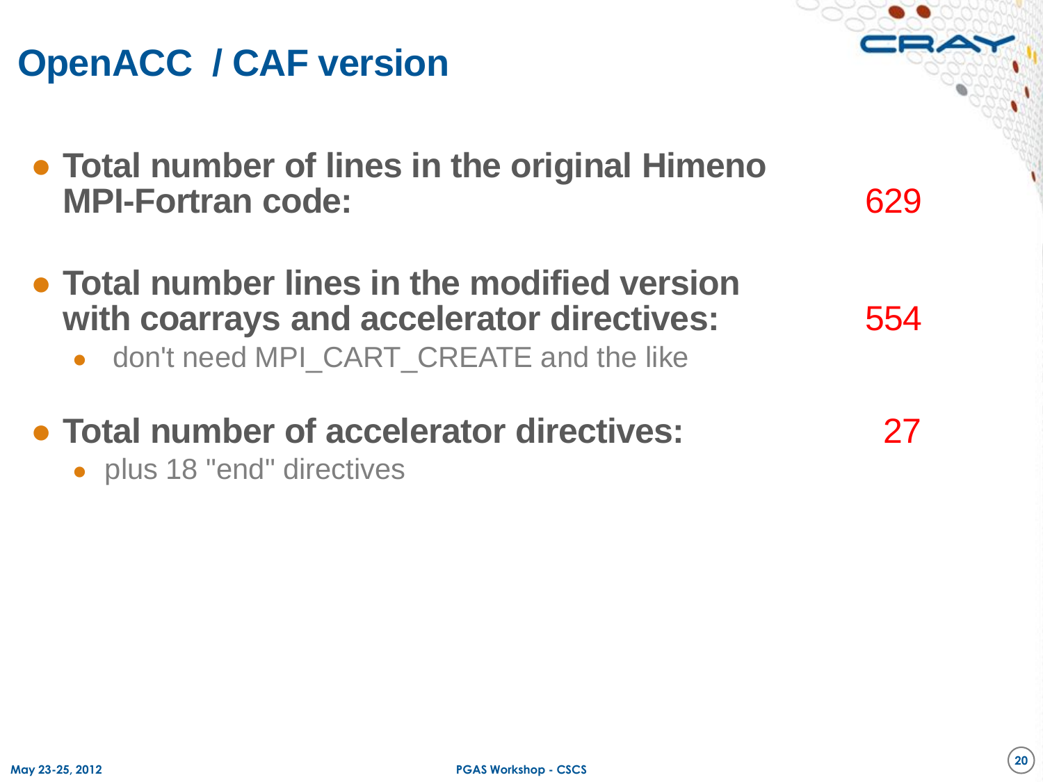# OpenACC / CAF version

- **Total number of lines in the original Himeno MPI-Fortran code:** 629

- **Total number lines in the modified version with coarrays and accelerator directives:** 554
  - don't need MPI_CART_CREATE and the like

- **Total number of accelerator directives:** 27
  - plus 18 "end" directives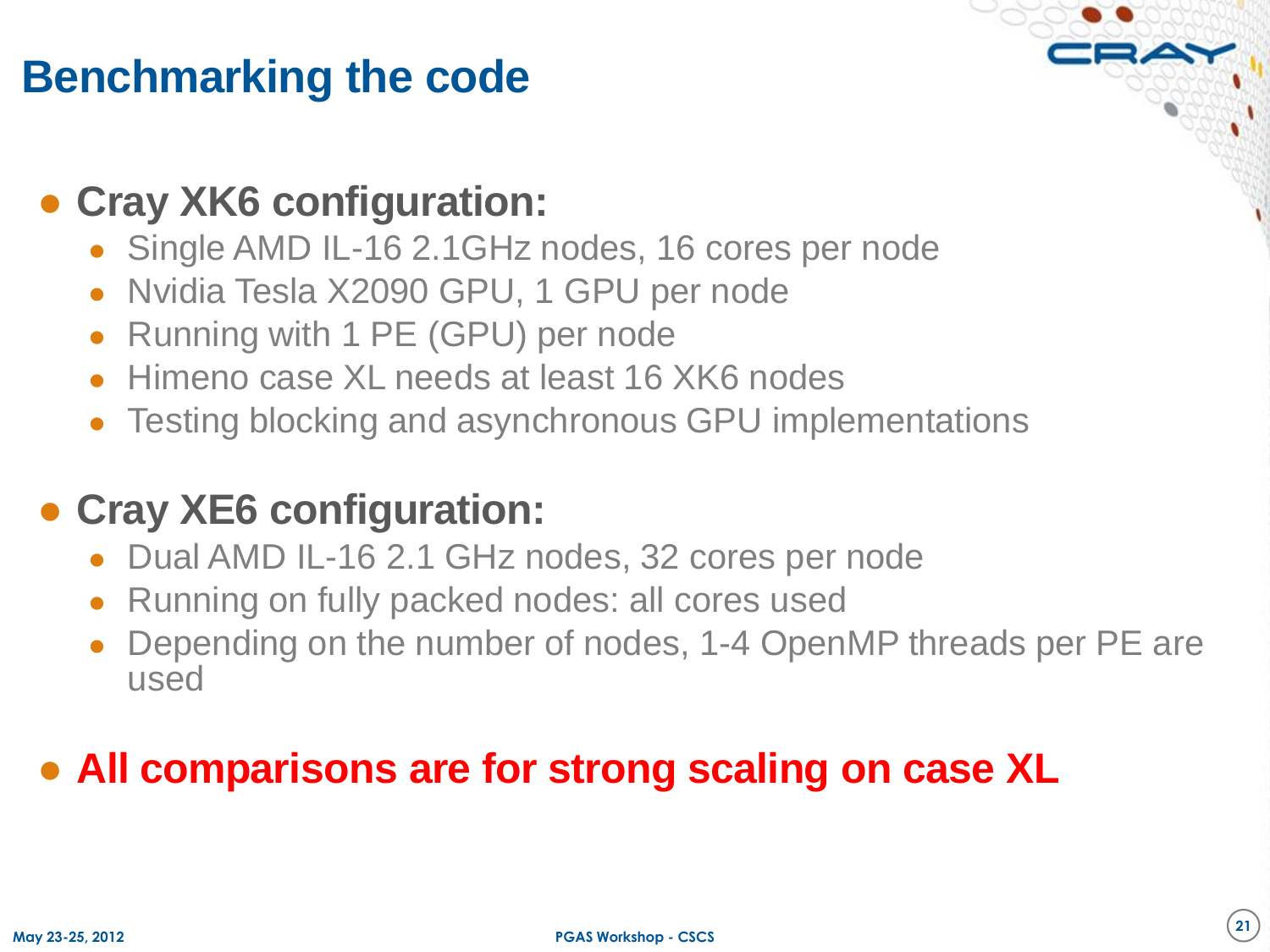# Benchmarking the code

- **Cray XK6 configuration:**
  - Single AMD IL-16 2.1GHz nodes, 16 cores per node
  - Nvidia Tesla X2090 GPU, 1 GPU per node
  - Running with 1 PE (GPU) per node
  - Himeno case XL needs at least 16 XK6 nodes
  - Testing blocking and asynchronous GPU implementations
- **Cray XE6 configuration:**
  - Dual AMD IL-16 2.1 GHz nodes, 32 cores per node
  - Running on fully packed nodes: all cores used
  - Depending on the number of nodes, 1-4 OpenMP threads per PE are used
- **All comparisons are for strong scaling on case XL**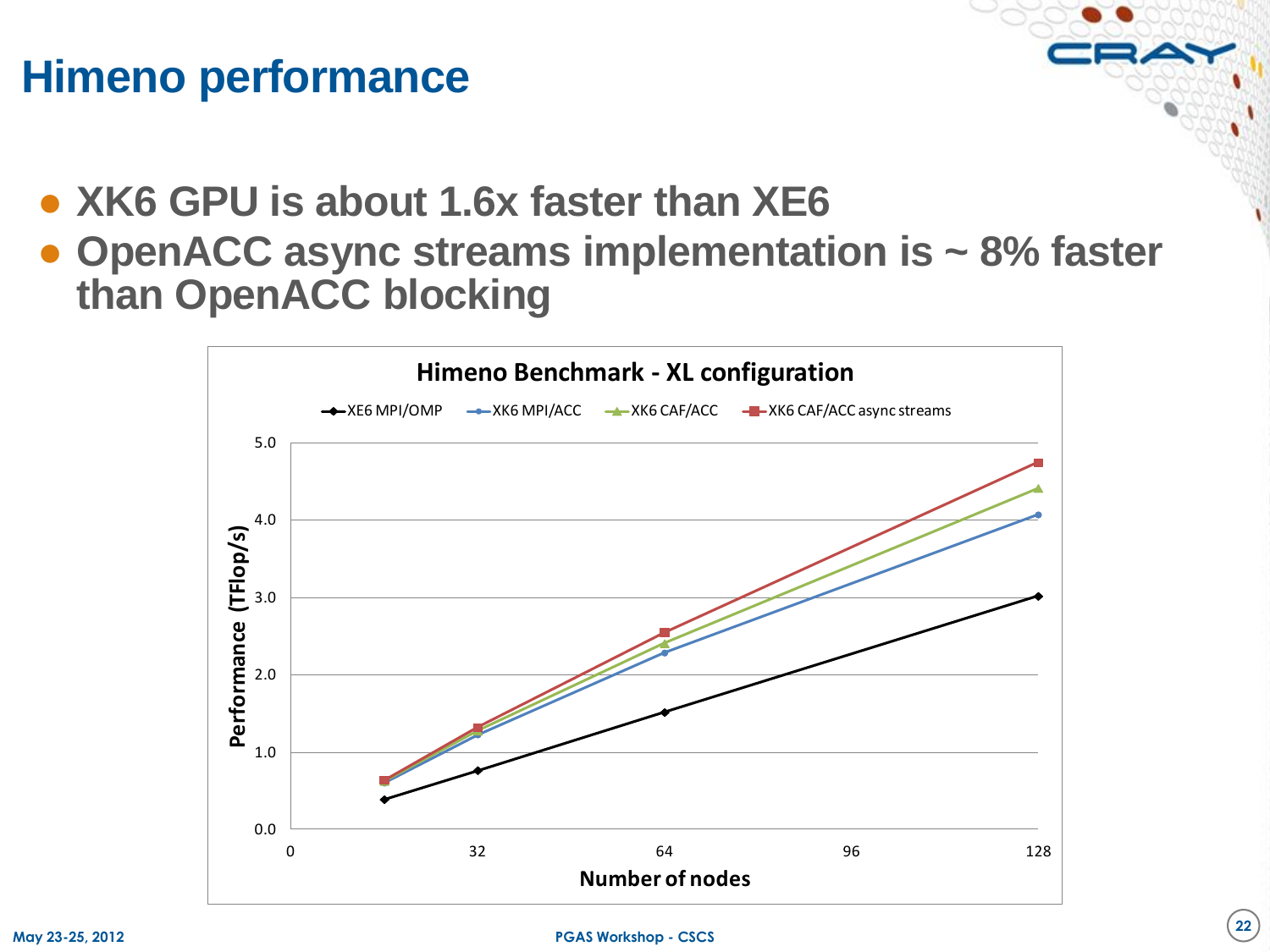# Himeno performance

- XK6 GPU is about 1.6x faster than XE6
- OpenACC async streams implementation is ~ 8% faster than OpenACC blocking

**Himeno Benchmark - XL configuration**

Legend: XE6 MPI/OMP, XK6 MPI/ACC, XK6 CAF/ACC, XK6 CAF/ACC async streams

Y-axis: Performance (TFlop/s) — 0.0, 1.0, 2.0, 3.0, 4.0, 5.0

X-axis: Number of nodes — 0, 32, 64, 96, 128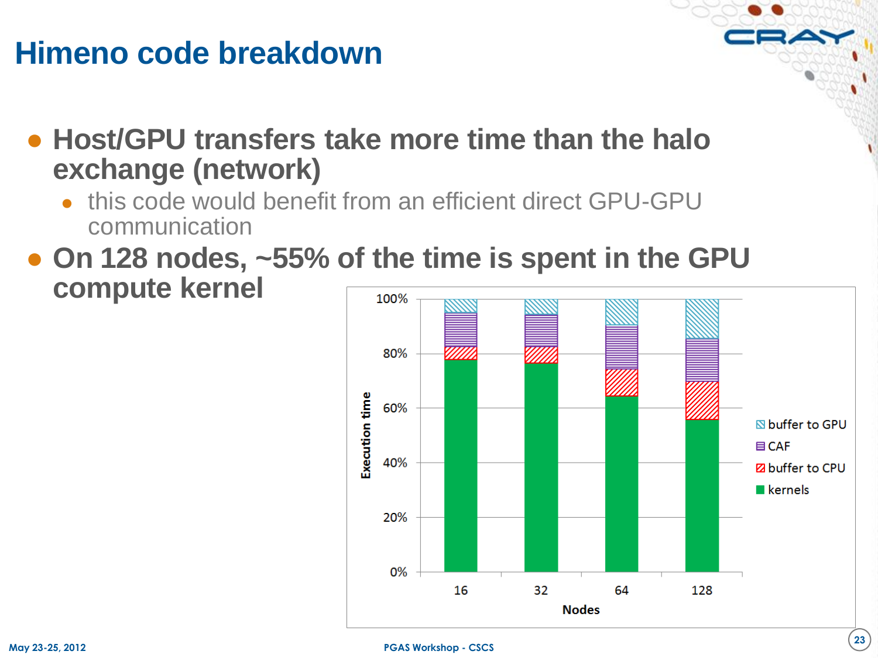# Himeno code breakdown

- **Host/GPU transfers take more time than the halo exchange (network)**
  - this code would benefit from an efficient direct GPU-GPU communication
- **On 128 nodes, ~55% of the time is spent in the GPU compute kernel**

| Nodes | kernels | buffer to CPU | CAF | buffer to GPU |
|---|---|---|---|---|
| 16 | ~78% | ~5% | ~12% | ~5% |
| 32 | ~77% | ~6% | ~12% | ~5% |
| 64 | ~64% | ~10% | ~16% | ~10% |
| 128 | ~56% | ~14% | ~16% | ~14% |

Execution time (%) vs. Nodes — legend: buffer to GPU, CAF, buffer to CPU, kernels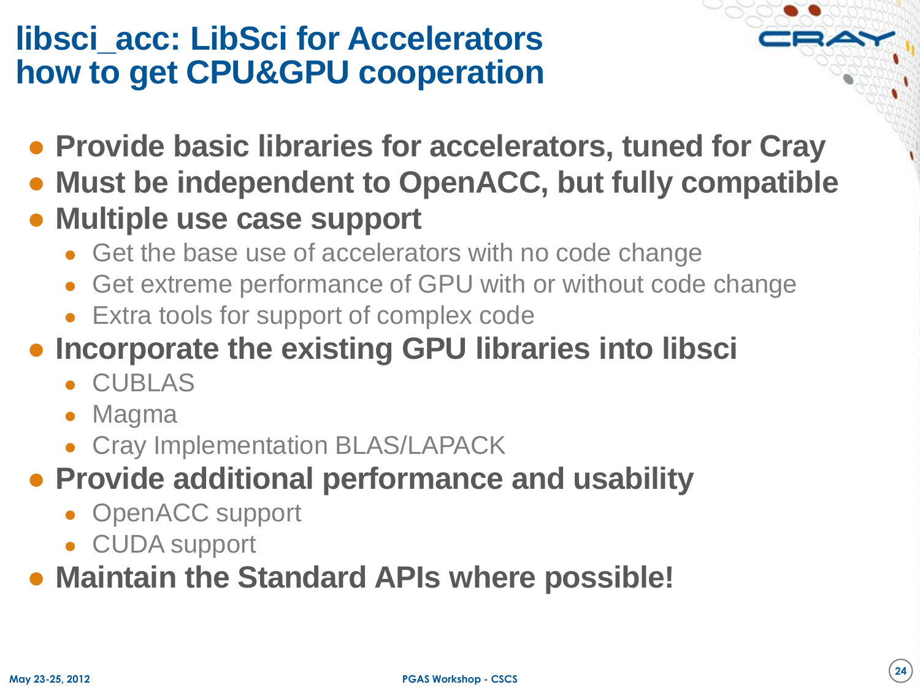# libsci_acc: LibSci for Accelerators how to get CPU&GPU cooperation

- **Provide basic libraries for accelerators, tuned for Cray**
- **Must be independent to OpenACC, but fully compatible**
- **Multiple use case support**
  - Get the base use of accelerators with no code change
  - Get extreme performance of GPU with or without code change
  - Extra tools for support of complex code
- **Incorporate the existing GPU libraries into libsci**
  - CUBLAS
  - Magma
  - Cray Implementation BLAS/LAPACK
- **Provide additional performance and usability**
  - OpenACC support
  - CUDA support
- **Maintain the Standard APIs where possible!**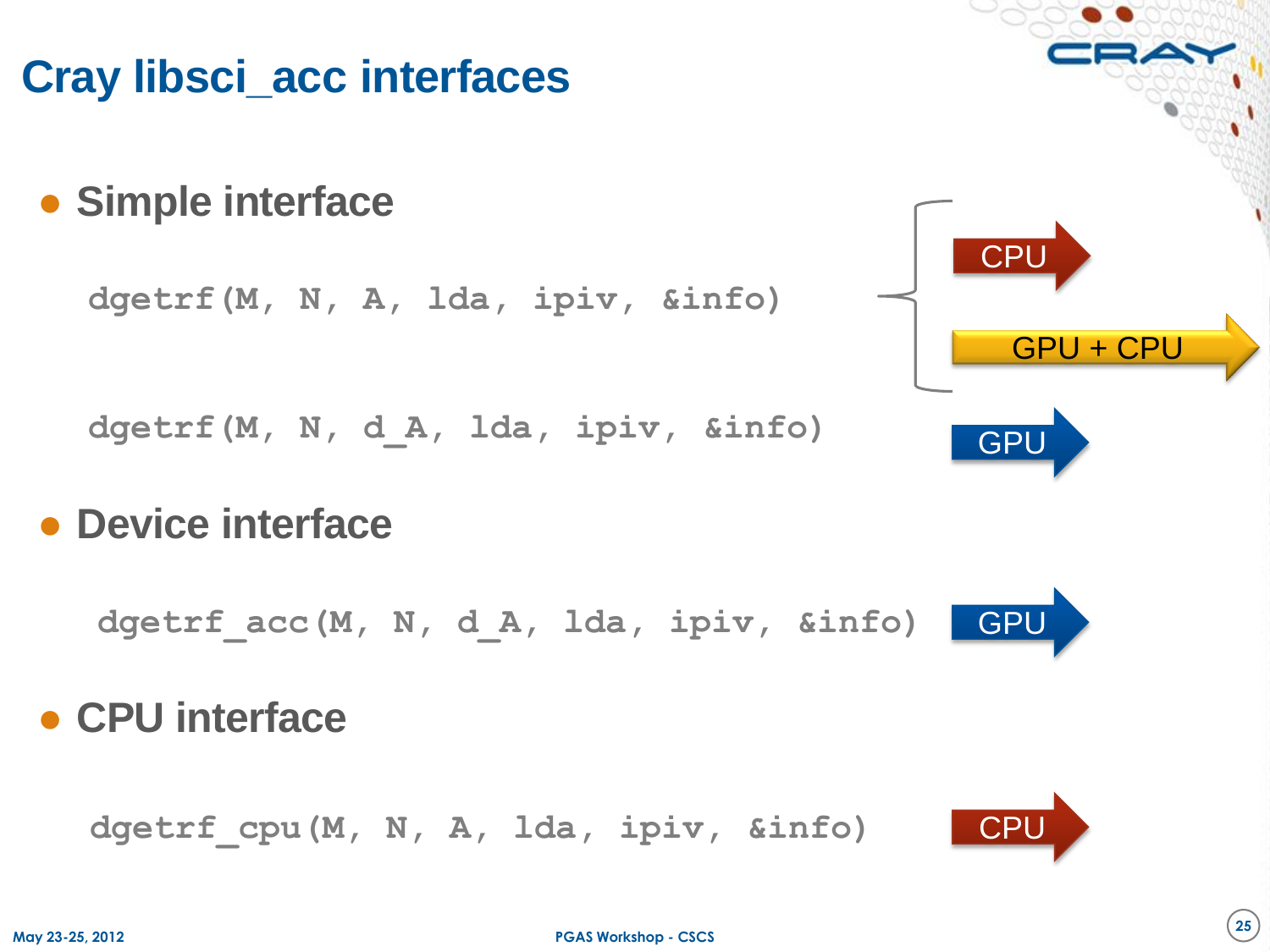# Cray libsci_acc interfaces

- **Simple interface**

```
dgetrf(M, N, A, lda, ipiv, &info)
```

→ CPU
→ GPU + CPU

```
dgetrf(M, N, d_A, lda, ipiv, &info)
```

→ GPU

- **Device interface**

```
dgetrf_acc(M, N, d_A, lda, ipiv, &info)
```

→ GPU

- **CPU interface**

```
dgetrf_cpu(M, N, A, lda, ipiv, &info)
```

→ CPU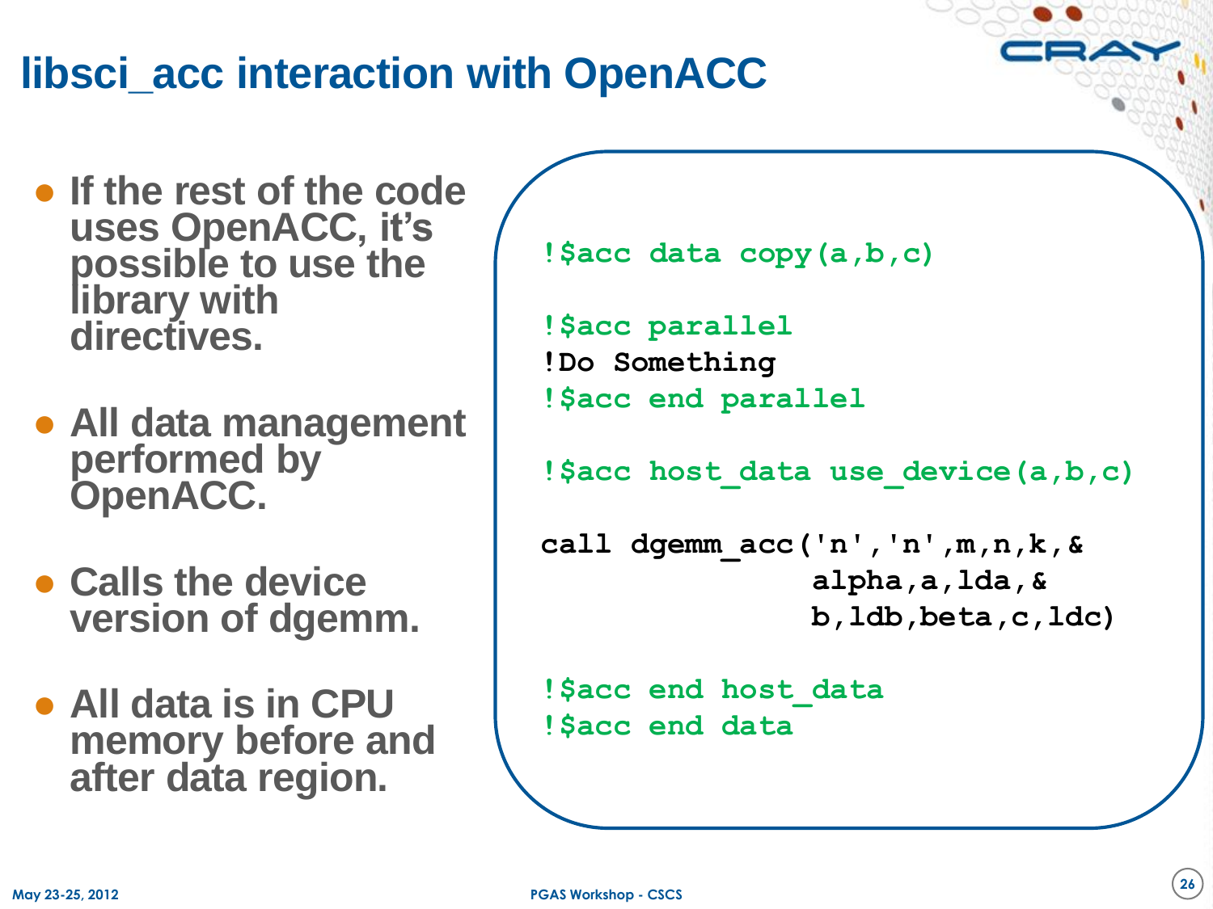# libsci_acc interaction with OpenACC

- If the rest of the code uses OpenACC, it's possible to use the library with directives.
- All data management performed by OpenACC.
- Calls the device version of dgemm.
- All data is in CPU memory before and after data region.

```
!$acc data copy(a,b,c)

!$acc parallel
!Do Something
!$acc end parallel

!$acc host_data use_device(a,b,c)

call dgemm_acc('n','n',m,n,k,&
               alpha,a,lda,&
               b,ldb,beta,c,ldc)

!$acc end host_data
!$acc end data
```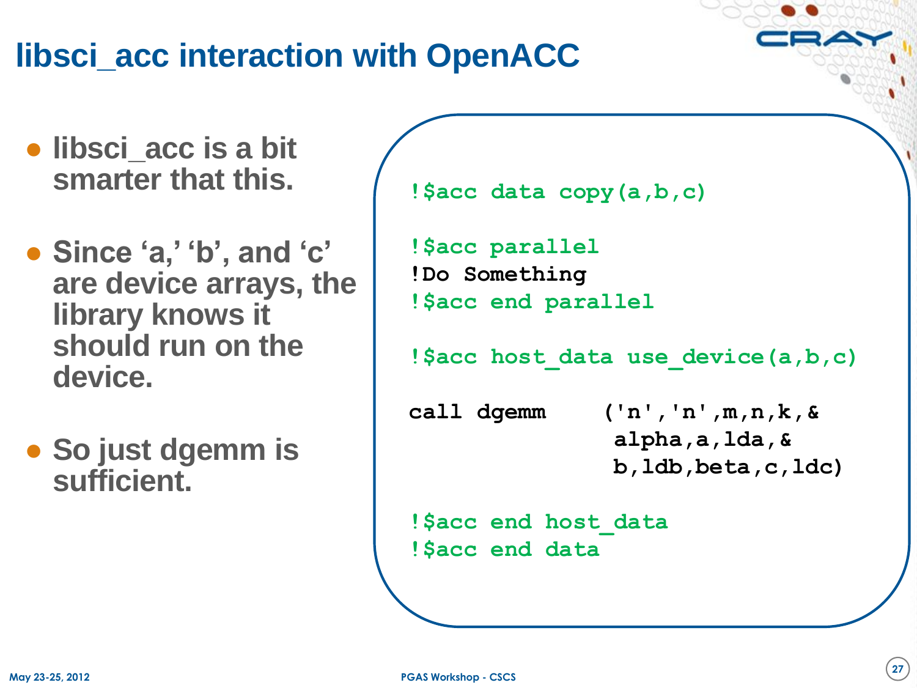# libsci_acc interaction with OpenACC

- libsci_acc is a bit smarter that this.
- Since 'a,' 'b', and 'c' are device arrays, the library knows it should run on the device.
- So just dgemm is sufficient.

```
!$acc data copy(a,b,c)

!$acc parallel
!Do Something
!$acc end parallel

!$acc host_data use_device(a,b,c)

call dgemm    ('n','n',m,n,k,&
               alpha,a,lda,&
               b,ldb,beta,c,ldc)

!$acc end host_data
!$acc end data
```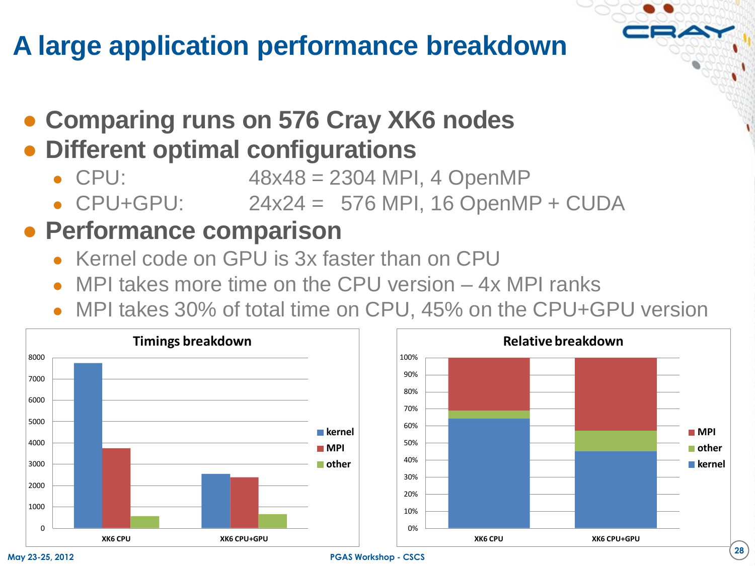# A large application performance breakdown

- **Comparing runs on 576 Cray XK6 nodes**
- **Different optimal configurations**
  - CPU: 48x48 = 2304 MPI, 4 OpenMP
  - CPU+GPU: 24x24 = 576 MPI, 16 OpenMP + CUDA
- **Performance comparison**
  - Kernel code on GPU is 3x faster than on CPU
  - MPI takes more time on the CPU version – 4x MPI ranks
  - MPI takes 30% of total time on CPU, 45% on the CPU+GPU version

**Timings breakdown**

8000
7000
6000
5000
4000
3000
2000
1000
0

XK6 CPU
XK6 CPU+GPU

kernel
MPI
other

**Relative breakdown**

100%
90%
80%
70%
60%
50%
40%
30%
20%
10%
0%

XK6 CPU
XK6 CPU+GPU

MPI
other
kernel

May 23-25, 2012 PGAS Workshop - CSCS